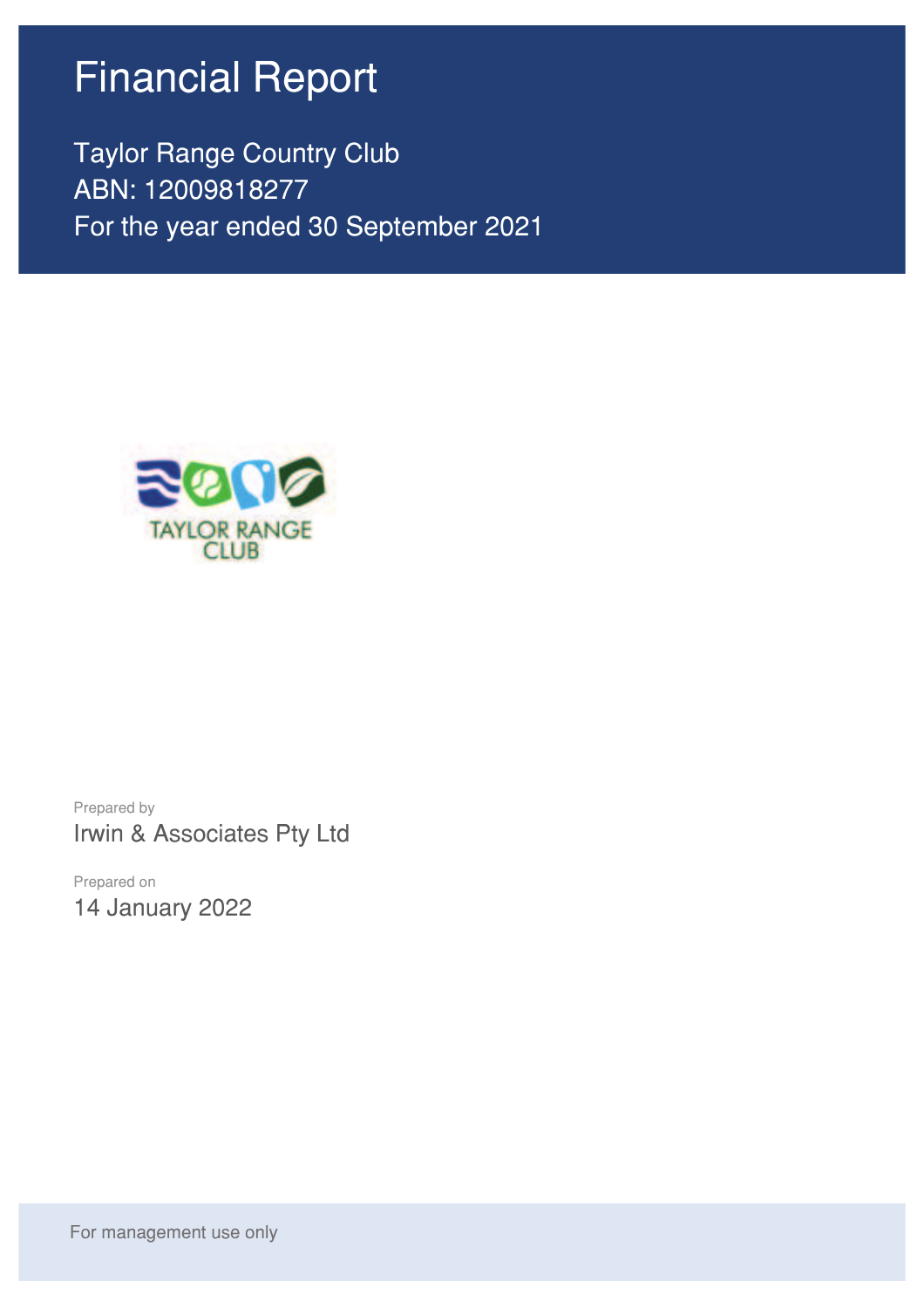# Financial Report

Taylor Range Country Club
ABN: 12009818277
For the year ended 30 September 2021

TAYLOR RANGE CLUB

Prepared by
Irwin & Associates Pty Ltd

Prepared on
14 January 2022

For management use only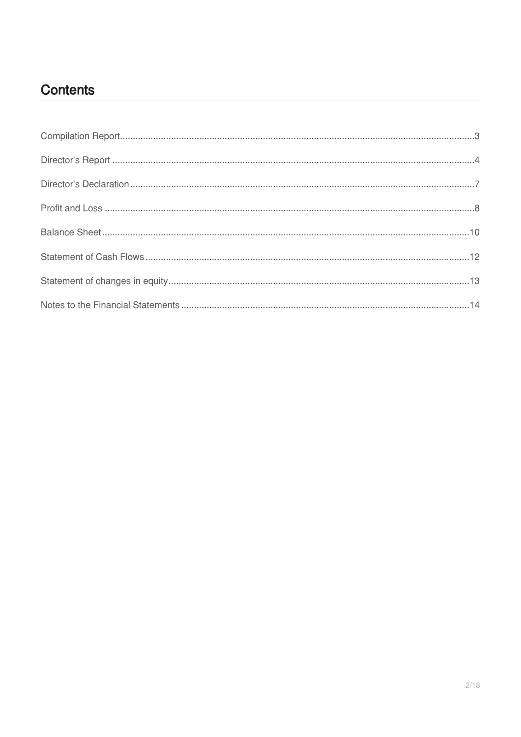# Contents

| | |
|---|---|
| Compilation Report | 3 |
| Director's Report | 4 |
| Director's Declaration | 7 |
| Profit and Loss | 8 |
| Balance Sheet | 10 |
| Statement of Cash Flows | 12 |
| Statement of changes in equity | 13 |
| Notes to the Financial Statements | 14 |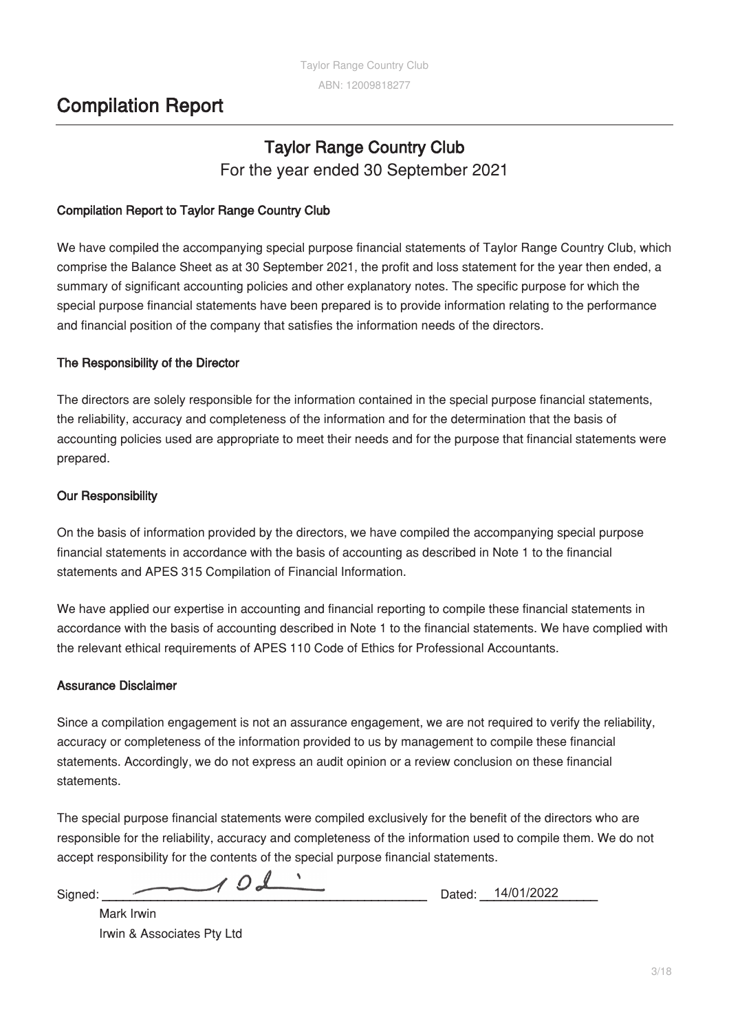# Compilation Report

## Taylor Range Country Club

For the year ended 30 September 2021

**Compilation Report to Taylor Range Country Club**

We have compiled the accompanying special purpose financial statements of Taylor Range Country Club, which comprise the Balance Sheet as at 30 September 2021, the profit and loss statement for the year then ended, a summary of significant accounting policies and other explanatory notes. The specific purpose for which the special purpose financial statements have been prepared is to provide information relating to the performance and financial position of the company that satisfies the information needs of the directors.

**The Responsibility of the Director**

The directors are solely responsible for the information contained in the special purpose financial statements, the reliability, accuracy and completeness of the information and for the determination that the basis of accounting policies used are appropriate to meet their needs and for the purpose that financial statements were prepared.

**Our Responsibility**

On the basis of information provided by the directors, we have compiled the accompanying special purpose financial statements in accordance with the basis of accounting as described in Note 1 to the financial statements and APES 315 Compilation of Financial Information.

We have applied our expertise in accounting and financial reporting to compile these financial statements in accordance with the basis of accounting described in Note 1 to the financial statements. We have complied with the relevant ethical requirements of APES 110 Code of Ethics for Professional Accountants.

**Assurance Disclaimer**

Since a compilation engagement is not an assurance engagement, we are not required to verify the reliability, accuracy or completeness of the information provided to us by management to compile these financial statements. Accordingly, we do not express an audit opinion or a review conclusion on these financial statements.

The special purpose financial statements were compiled exclusively for the benefit of the directors who are responsible for the reliability, accuracy and completeness of the information used to compile them. We do not accept responsibility for the contents of the special purpose financial statements.

Signed: ____________________ Dated: 14/01/2022

Mark Irwin
Irwin & Associates Pty Ltd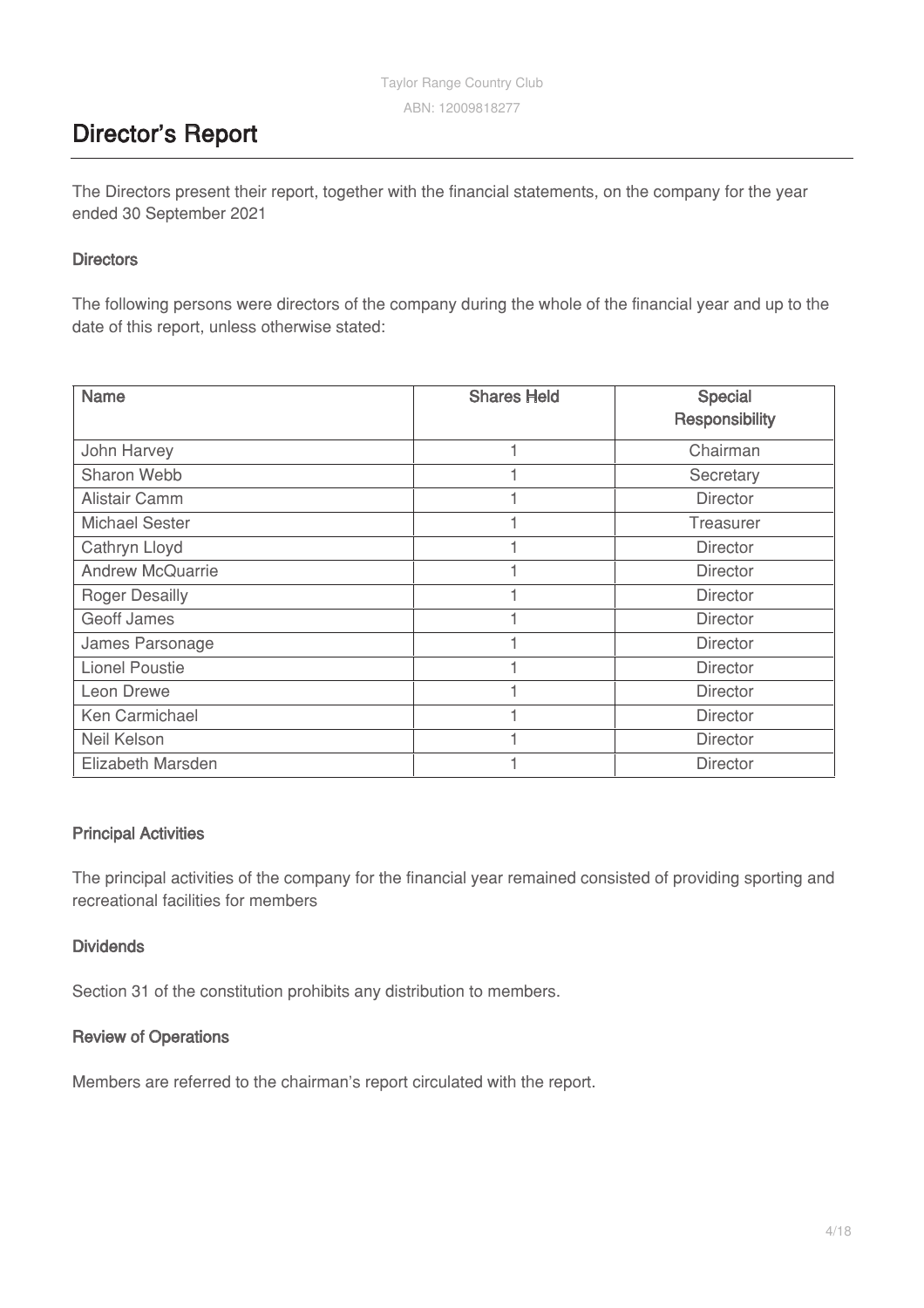# Director's Report

The Directors present their report, together with the financial statements, on the company for the year ended 30 September 2021

### Directors

The following persons were directors of the company during the whole of the financial year and up to the date of this report, unless otherwise stated:

| Name | Shares Held | Special Responsibility |
|---|---|---|
| John Harvey | 1 | Chairman |
| Sharon Webb | 1 | Secretary |
| Alistair Camm | 1 | Director |
| Michael Sester | 1 | Treasurer |
| Cathryn Lloyd | 1 | Director |
| Andrew McQuarrie | 1 | Director |
| Roger Desailly | 1 | Director |
| Geoff James | 1 | Director |
| James Parsonage | 1 | Director |
| Lionel Poustie | 1 | Director |
| Leon Drewe | 1 | Director |
| Ken Carmichael | 1 | Director |
| Neil Kelson | 1 | Director |
| Elizabeth Marsden | 1 | Director |

### Principal Activities

The principal activities of the company for the financial year remained consisted of providing sporting and recreational facilities for members

### Dividends

Section 31 of the constitution prohibits any distribution to members.

### Review of Operations

Members are referred to the chairman's report circulated with the report.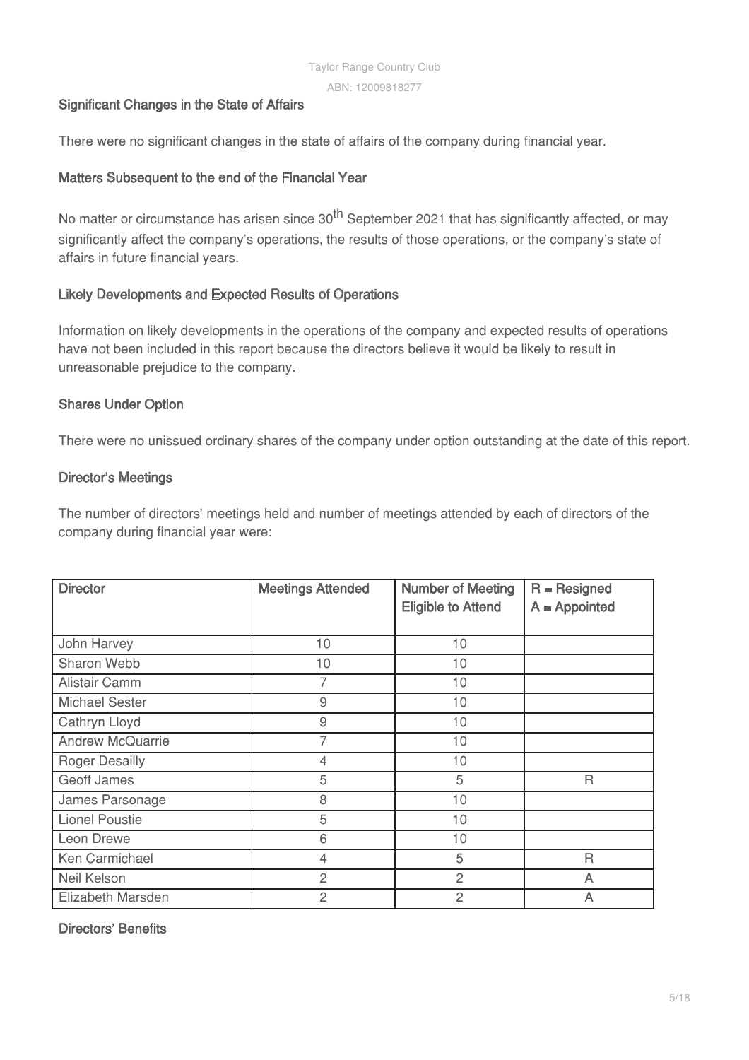## Significant Changes in the State of Affairs

There were no significant changes in the state of affairs of the company during financial year.

## Matters Subsequent to the end of the Financial Year

No matter or circumstance has arisen since 30th September 2021 that has significantly affected, or may significantly affect the company's operations, the results of those operations, or the company's state of affairs in future financial years.

## Likely Developments and Expected Results of Operations

Information on likely developments in the operations of the company and expected results of operations have not been included in this report because the directors believe it would be likely to result in unreasonable prejudice to the company.

## Shares Under Option

There were no unissued ordinary shares of the company under option outstanding at the date of this report.

## Director's Meetings

The number of directors' meetings held and number of meetings attended by each of directors of the company during financial year were:

| Director | Meetings Attended | Number of Meeting Eligible to Attend | R = Resigned A = Appointed |
|---|---|---|---|
| John Harvey | 10 | 10 | |
| Sharon Webb | 10 | 10 | |
| Alistair Camm | 7 | 10 | |
| Michael Sester | 9 | 10 | |
| Cathryn Lloyd | 9 | 10 | |
| Andrew McQuarrie | 7 | 10 | |
| Roger Desailly | 4 | 10 | |
| Geoff James | 5 | 5 | R |
| James Parsonage | 8 | 10 | |
| Lionel Poustie | 5 | 10 | |
| Leon Drewe | 6 | 10 | |
| Ken Carmichael | 4 | 5 | R |
| Neil Kelson | 2 | 2 | A |
| Elizabeth Marsden | 2 | 2 | A |

## Directors' Benefits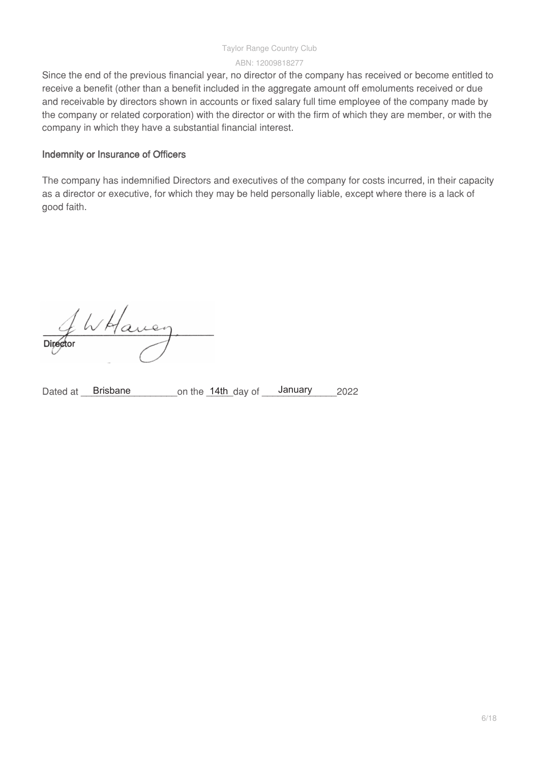Since the end of the previous financial year, no director of the company has received or become entitled to receive a benefit (other than a benefit included in the aggregate amount off emoluments received or due and receivable by directors shown in accounts or fixed salary full time employee of the company made by the company or related corporation) with the director or with the firm of which they are member, or with the company in which they have a substantial financial interest.

### Indemnity or Insurance of Officers

The company has indemnified Directors and executives of the company for costs incurred, in their capacity as a director or executive, for which they may be held personally liable, except where there is a lack of good faith.

J W Havey

**Director**

Dated at Brisbane on the 14th day of January 2022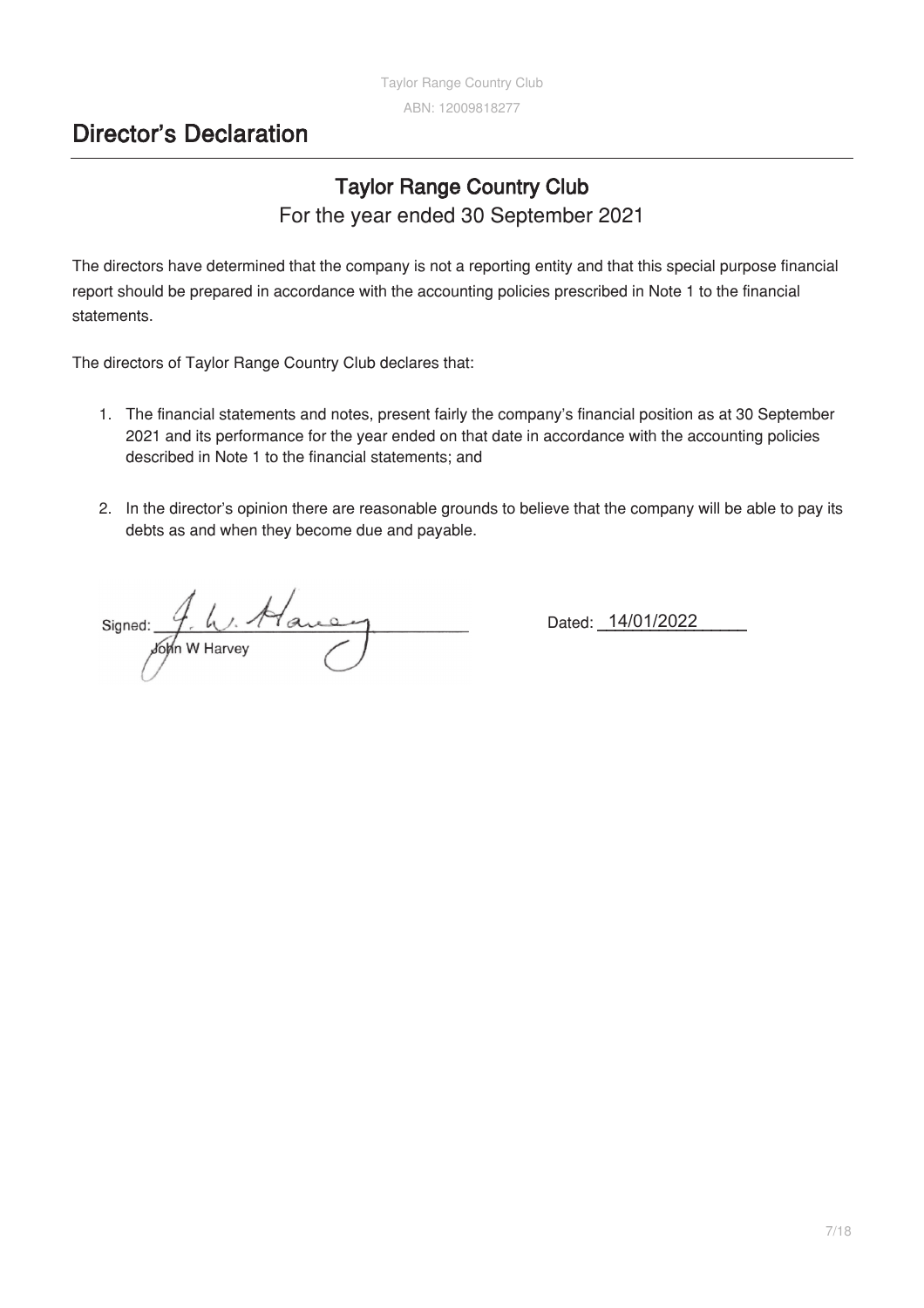# Director's Declaration

## Taylor Range Country Club

For the year ended 30 September 2021

The directors have determined that the company is not a reporting entity and that this special purpose financial report should be prepared in accordance with the accounting policies prescribed in Note 1 to the financial statements.

The directors of Taylor Range Country Club declares that:

1. The financial statements and notes, present fairly the company's financial position as at 30 September 2021 and its performance for the year ended on that date in accordance with the accounting policies described in Note 1 to the financial statements; and

2. In the director's opinion there are reasonable grounds to believe that the company will be able to pay its debts as and when they become due and payable.

Signed: ______________________________
John W Harvey

Dated: 14/01/2022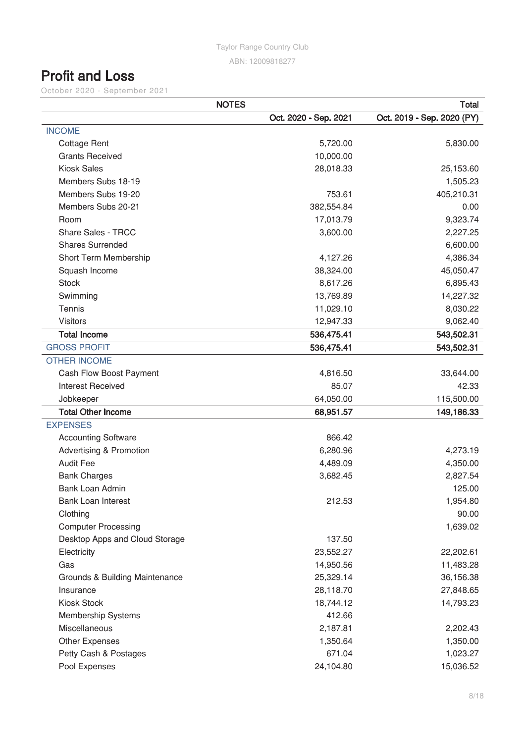Taylor Range Country Club

ABN: 12009818277

# Profit and Loss

October 2020 - September 2021

| NOTES | | Total |
|---|---|---|
| | Oct. 2020 - Sep. 2021 | Oct. 2019 - Sep. 2020 (PY) |
| **INCOME** | | |
| Cottage Rent | 5,720.00 | 5,830.00 |
| Grants Received | 10,000.00 | |
| Kiosk Sales | 28,018.33 | 25,153.60 |
| Members Subs 18-19 | | 1,505.23 |
| Members Subs 19-20 | 753.61 | 405,210.31 |
| Members Subs 20-21 | 382,554.84 | 0.00 |
| Room | 17,013.79 | 9,323.74 |
| Share Sales - TRCC | 3,600.00 | 2,227.25 |
| Shares Surrended | | 6,600.00 |
| Short Term Membership | 4,127.26 | 4,386.34 |
| Squash Income | 38,324.00 | 45,050.47 |
| Stock | 8,617.26 | 6,895.43 |
| Swimming | 13,769.89 | 14,227.32 |
| Tennis | 11,029.10 | 8,030.22 |
| Visitors | 12,947.33 | 9,062.40 |
| **Total Income** | **536,475.41** | **543,502.31** |
| **GROSS PROFIT** | **536,475.41** | **543,502.31** |
| **OTHER INCOME** | | |
| Cash Flow Boost Payment | 4,816.50 | 33,644.00 |
| Interest Received | 85.07 | 42.33 |
| Jobkeeper | 64,050.00 | 115,500.00 |
| **Total Other Income** | **68,951.57** | **149,186.33** |
| **EXPENSES** | | |
| Accounting Software | 866.42 | |
| Advertising & Promotion | 6,280.96 | 4,273.19 |
| Audit Fee | 4,489.09 | 4,350.00 |
| Bank Charges | 3,682.45 | 2,827.54 |
| Bank Loan Admin | | 125.00 |
| Bank Loan Interest | 212.53 | 1,954.80 |
| Clothing | | 90.00 |
| Computer Processing | | 1,639.02 |
| Desktop Apps and Cloud Storage | 137.50 | |
| Electricity | 23,552.27 | 22,202.61 |
| Gas | 14,950.56 | 11,483.28 |
| Grounds & Building Maintenance | 25,329.14 | 36,156.38 |
| Insurance | 28,118.70 | 27,848.65 |
| Kiosk Stock | 18,744.12 | 14,793.23 |
| Membership Systems | 412.66 | |
| Miscellaneous | 2,187.81 | 2,202.43 |
| Other Expenses | 1,350.64 | 1,350.00 |
| Petty Cash & Postages | 671.04 | 1,023.27 |
| Pool Expenses | 24,104.80 | 15,036.52 |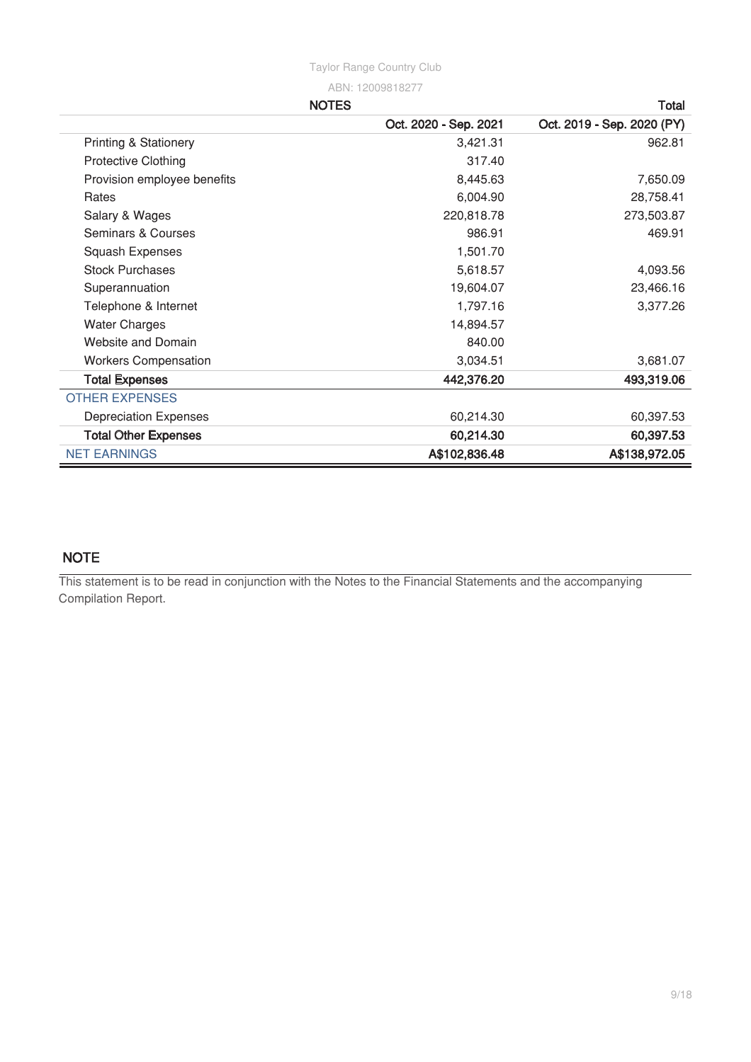Taylor Range Country Club

ABN: 12009818277

| NOTES | Total | |
|---|---|---|
| | Oct. 2020 - Sep. 2021 | Oct. 2019 - Sep. 2020 (PY) |
| Printing & Stationery | 3,421.31 | 962.81 |
| Protective Clothing | 317.40 | |
| Provision employee benefits | 8,445.63 | 7,650.09 |
| Rates | 6,004.90 | 28,758.41 |
| Salary & Wages | 220,818.78 | 273,503.87 |
| Seminars & Courses | 986.91 | 469.91 |
| Squash Expenses | 1,501.70 | |
| Stock Purchases | 5,618.57 | 4,093.56 |
| Superannuation | 19,604.07 | 23,466.16 |
| Telephone & Internet | 1,797.16 | 3,377.26 |
| Water Charges | 14,894.57 | |
| Website and Domain | 840.00 | |
| Workers Compensation | 3,034.51 | 3,681.07 |
| **Total Expenses** | **442,376.20** | **493,319.06** |
| OTHER EXPENSES | | |
| Depreciation Expenses | 60,214.30 | 60,397.53 |
| **Total Other Expenses** | **60,214.30** | **60,397.53** |
| NET EARNINGS | **A$102,836.48** | **A$138,972.05** |

## NOTE

This statement is to be read in conjunction with the Notes to the Financial Statements and the accompanying Compilation Report.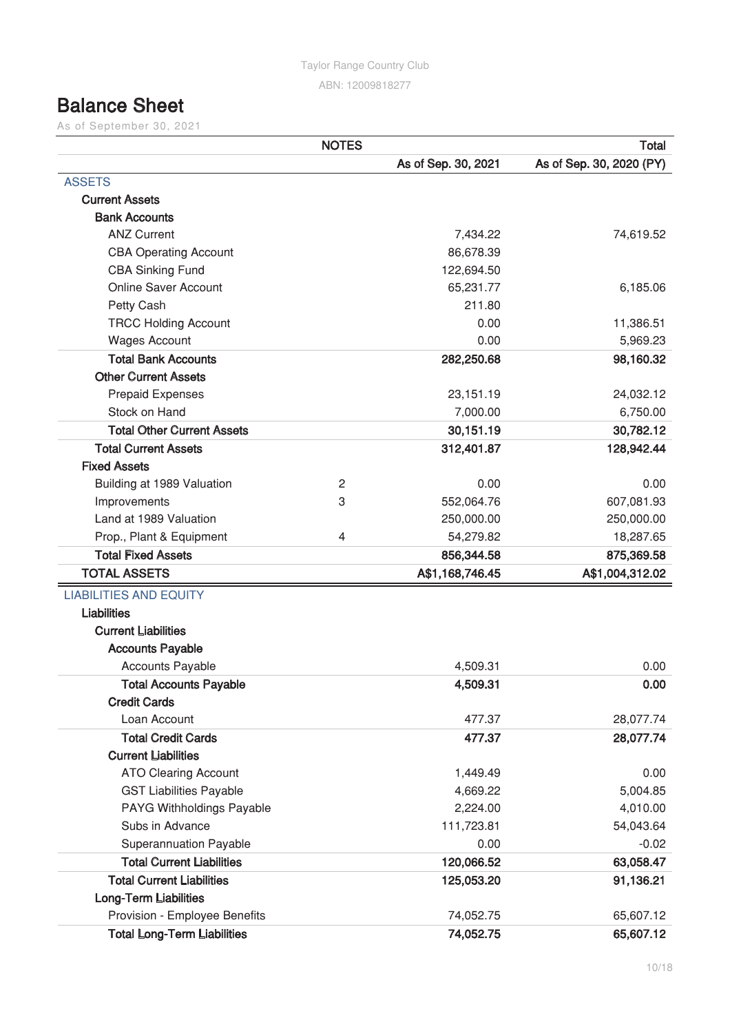Taylor Range Country Club

ABN: 12009818277

# Balance Sheet

As of September 30, 2021

| | NOTES | | Total |
|---|---|---|---|
| | | As of Sep. 30, 2021 | As of Sep. 30, 2020 (PY) |
| **ASSETS** | | | |
| **Current Assets** | | | |
| **Bank Accounts** | | | |
| ANZ Current | | 7,434.22 | 74,619.52 |
| CBA Operating Account | | 86,678.39 | |
| CBA Sinking Fund | | 122,694.50 | |
| Online Saver Account | | 65,231.77 | 6,185.06 |
| Petty Cash | | 211.80 | |
| TRCC Holding Account | | 0.00 | 11,386.51 |
| Wages Account | | 0.00 | 5,969.23 |
| **Total Bank Accounts** | | **282,250.68** | **98,160.32** |
| **Other Current Assets** | | | |
| Prepaid Expenses | | 23,151.19 | 24,032.12 |
| Stock on Hand | | 7,000.00 | 6,750.00 |
| **Total Other Current Assets** | | **30,151.19** | **30,782.12** |
| **Total Current Assets** | | **312,401.87** | **128,942.44** |
| **Fixed Assets** | | | |
| Building at 1989 Valuation | 2 | 0.00 | 0.00 |
| Improvements | 3 | 552,064.76 | 607,081.93 |
| Land at 1989 Valuation | | 250,000.00 | 250,000.00 |
| Prop., Plant & Equipment | 4 | 54,279.82 | 18,287.65 |
| **Total Fixed Assets** | | **856,344.58** | **875,369.58** |
| **TOTAL ASSETS** | | **A$1,168,746.45** | **A$1,004,312.02** |
| **LIABILITIES AND EQUITY** | | | |
| **Liabilities** | | | |
| **Current Liabilities** | | | |
| **Accounts Payable** | | | |
| Accounts Payable | | 4,509.31 | 0.00 |
| **Total Accounts Payable** | | **4,509.31** | **0.00** |
| **Credit Cards** | | | |
| Loan Account | | 477.37 | 28,077.74 |
| **Total Credit Cards** | | **477.37** | **28,077.74** |
| **Current Liabilities** | | | |
| ATO Clearing Account | | 1,449.49 | 0.00 |
| GST Liabilities Payable | | 4,669.22 | 5,004.85 |
| PAYG Withholdings Payable | | 2,224.00 | 4,010.00 |
| Subs in Advance | | 111,723.81 | 54,043.64 |
| Superannuation Payable | | 0.00 | -0.02 |
| **Total Current Liabilities** | | **120,066.52** | **63,058.47** |
| **Total Current Liabilities** | | **125,053.20** | **91,136.21** |
| **Long-Term Liabilities** | | | |
| Provision - Employee Benefits | | 74,052.75 | 65,607.12 |
| **Total Long-Term Liabilities** | | **74,052.75** | **65,607.12** |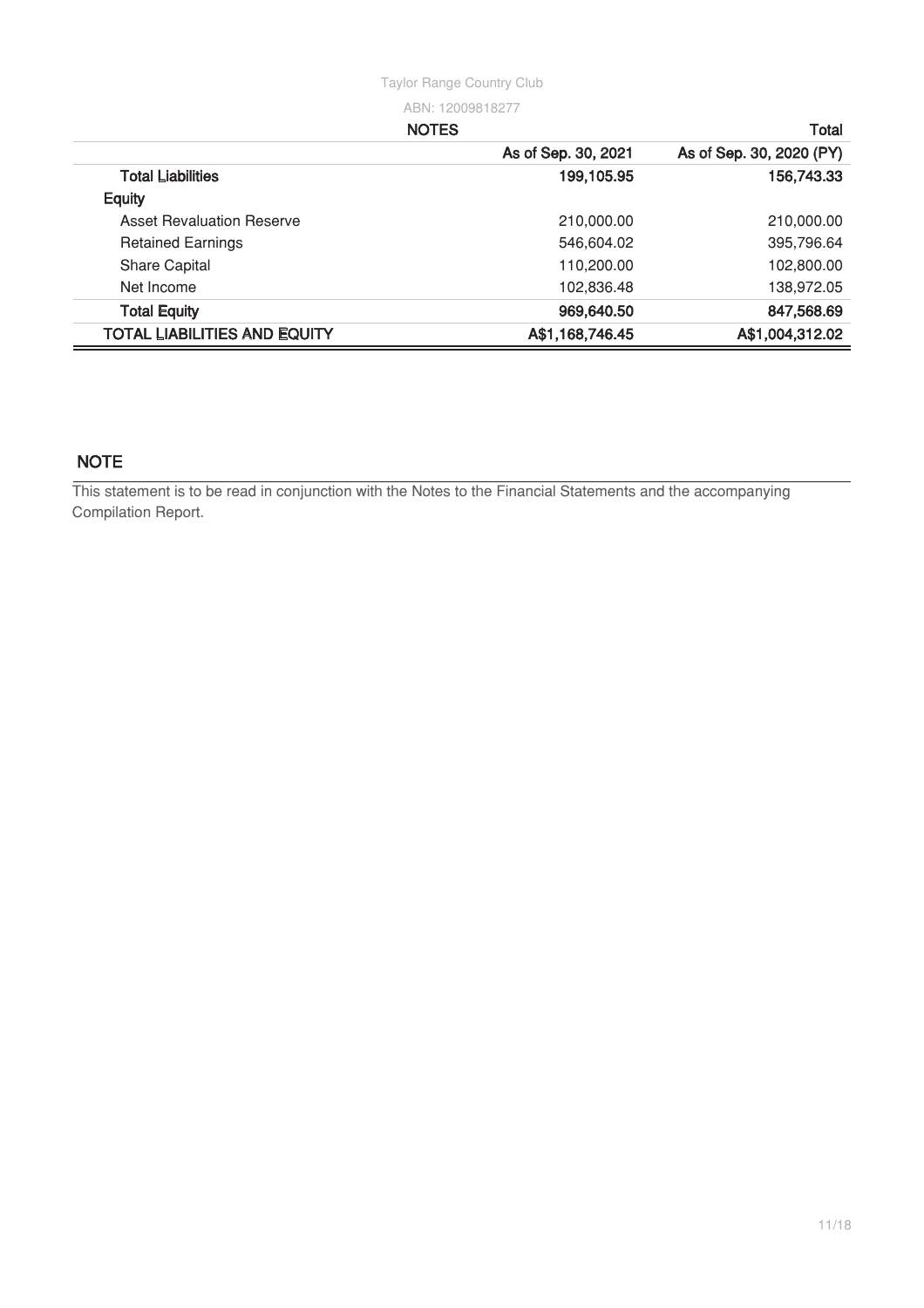Taylor Range Country Club

ABN: 12009818277

| NOTES | | Total |
| --- | --- | --- |
| | As of Sep. 30, 2021 | As of Sep. 30, 2020 (PY) |
| **Total Liabilities** | **199,105.95** | **156,743.33** |
| **Equity** | | |
| Asset Revaluation Reserve | 210,000.00 | 210,000.00 |
| Retained Earnings | 546,604.02 | 395,796.64 |
| Share Capital | 110,200.00 | 102,800.00 |
| Net Income | 102,836.48 | 138,972.05 |
| **Total Equity** | **969,640.50** | **847,568.69** |
| **TOTAL LIABILITIES AND EQUITY** | **A$1,168,746.45** | **A$1,004,312.02** |

## NOTE

This statement is to be read in conjunction with the Notes to the Financial Statements and the accompanying Compilation Report.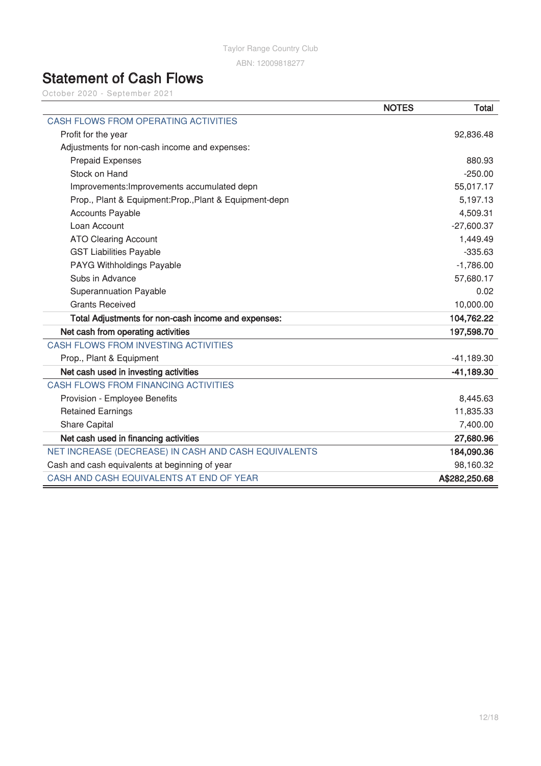Taylor Range Country Club

ABN: 12009818277

# Statement of Cash Flows

October 2020 - September 2021

| | NOTES | Total |
|---|---|---|
| CASH FLOWS FROM OPERATING ACTIVITIES | | |
| Profit for the year | | 92,836.48 |
| Adjustments for non-cash income and expenses: | | |
| Prepaid Expenses | | 880.93 |
| Stock on Hand | | -250.00 |
| Improvements:Improvements accumulated depn | | 55,017.17 |
| Prop., Plant & Equipment:Prop.,Plant & Equipment-depn | | 5,197.13 |
| Accounts Payable | | 4,509.31 |
| Loan Account | | -27,600.37 |
| ATO Clearing Account | | 1,449.49 |
| GST Liabilities Payable | | -335.63 |
| PAYG Withholdings Payable | | -1,786.00 |
| Subs in Advance | | 57,680.17 |
| Superannuation Payable | | 0.02 |
| Grants Received | | 10,000.00 |
| **Total Adjustments for non-cash income and expenses:** | | **104,762.22** |
| **Net cash from operating activities** | | **197,598.70** |
| CASH FLOWS FROM INVESTING ACTIVITIES | | |
| Prop., Plant & Equipment | | -41,189.30 |
| **Net cash used in investing activities** | | **-41,189.30** |
| CASH FLOWS FROM FINANCING ACTIVITIES | | |
| Provision - Employee Benefits | | 8,445.63 |
| Retained Earnings | | 11,835.33 |
| Share Capital | | 7,400.00 |
| **Net cash used in financing activities** | | **27,680.96** |
| NET INCREASE (DECREASE) IN CASH AND CASH EQUIVALENTS | | **184,090.36** |
| Cash and cash equivalents at beginning of year | | 98,160.32 |
| CASH AND CASH EQUIVALENTS AT END OF YEAR | | **A$282,250.68** |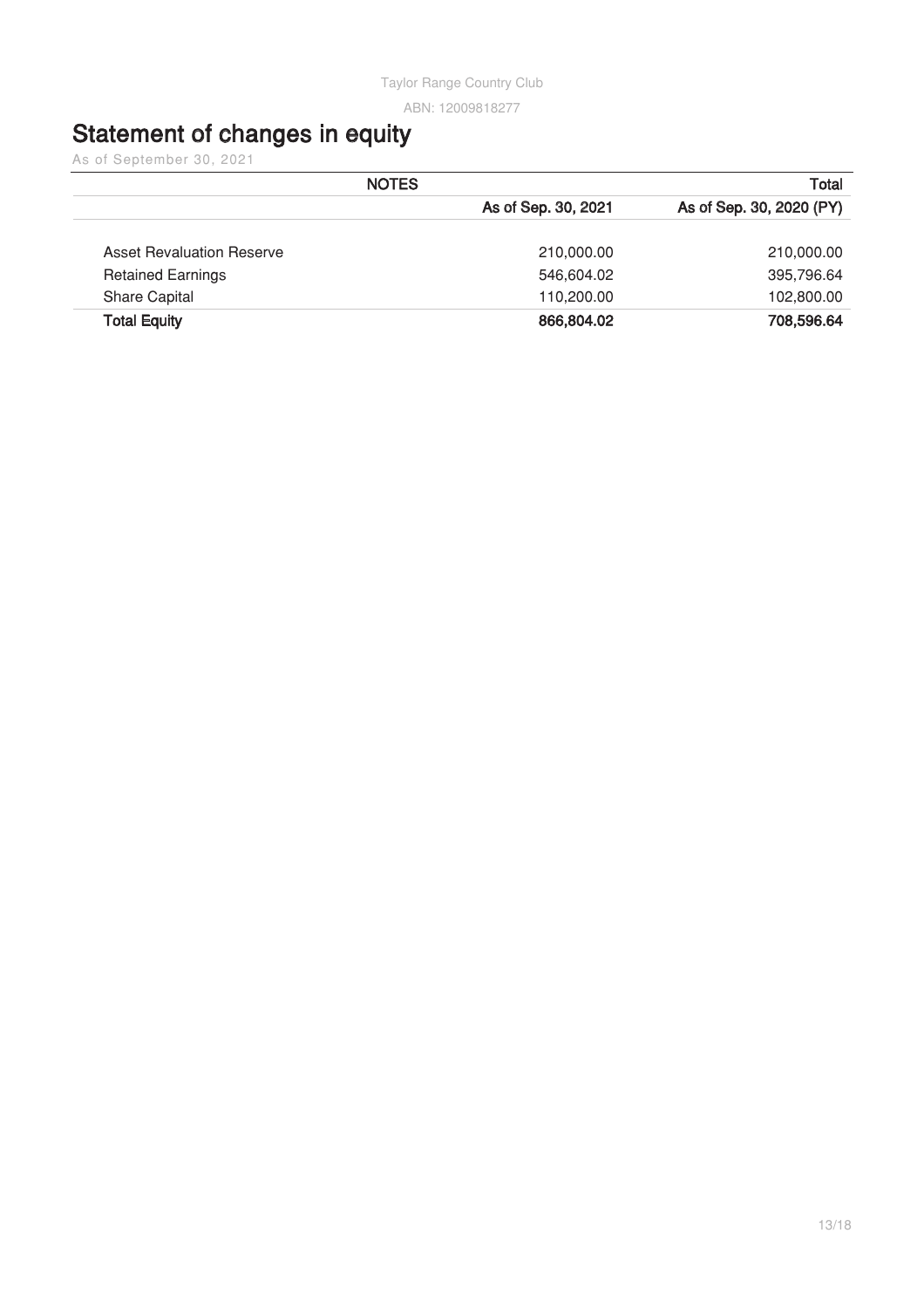Taylor Range Country Club

ABN: 12009818277

# Statement of changes in equity

As of September 30, 2021

| NOTES | | Total |
| --- | --- | --- |
| | As of Sep. 30, 2021 | As of Sep. 30, 2020 (PY) |
| Asset Revaluation Reserve | 210,000.00 | 210,000.00 |
| Retained Earnings | 546,604.02 | 395,796.64 |
| Share Capital | 110,200.00 | 102,800.00 |
| **Total Equity** | **866,804.02** | **708,596.64** |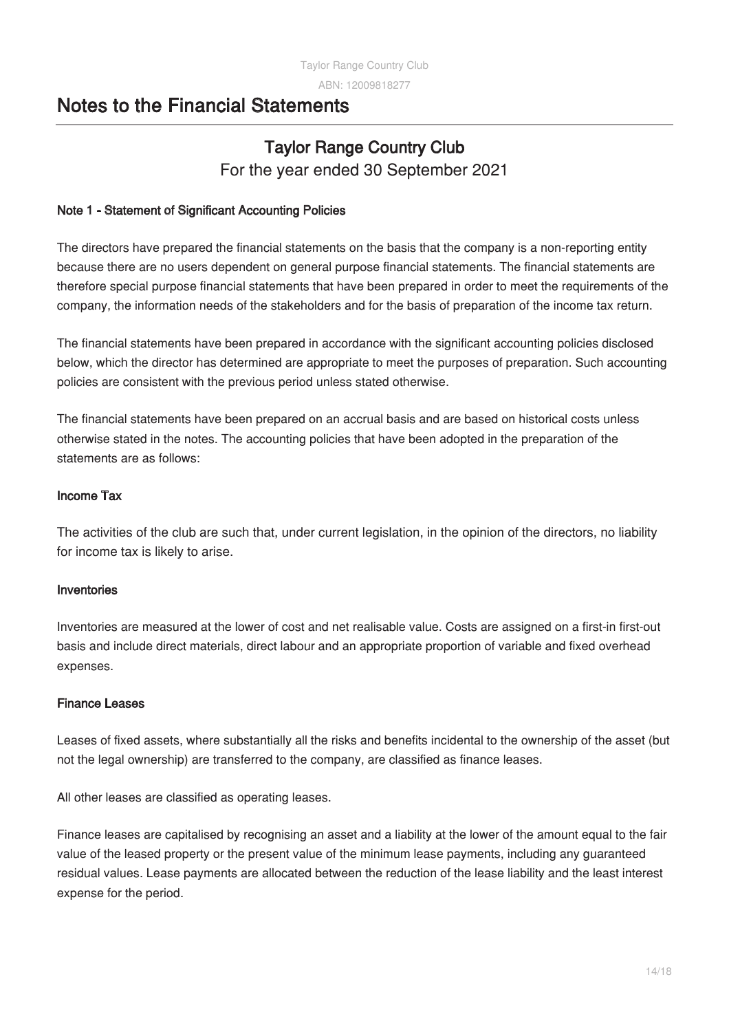# Notes to the Financial Statements

## Taylor Range Country Club

For the year ended 30 September 2021

### Note 1 - Statement of Significant Accounting Policies

The directors have prepared the financial statements on the basis that the company is a non-reporting entity because there are no users dependent on general purpose financial statements. The financial statements are therefore special purpose financial statements that have been prepared in order to meet the requirements of the company, the information needs of the stakeholders and for the basis of preparation of the income tax return.

The financial statements have been prepared in accordance with the significant accounting policies disclosed below, which the director has determined are appropriate to meet the purposes of preparation. Such accounting policies are consistent with the previous period unless stated otherwise.

The financial statements have been prepared on an accrual basis and are based on historical costs unless otherwise stated in the notes. The accounting policies that have been adopted in the preparation of the statements are as follows:

#### Income Tax

The activities of the club are such that, under current legislation, in the opinion of the directors, no liability for income tax is likely to arise.

#### Inventories

Inventories are measured at the lower of cost and net realisable value. Costs are assigned on a first-in first-out basis and include direct materials, direct labour and an appropriate proportion of variable and fixed overhead expenses.

#### Finance Leases

Leases of fixed assets, where substantially all the risks and benefits incidental to the ownership of the asset (but not the legal ownership) are transferred to the company, are classified as finance leases.

All other leases are classified as operating leases.

Finance leases are capitalised by recognising an asset and a liability at the lower of the amount equal to the fair value of the leased property or the present value of the minimum lease payments, including any guaranteed residual values. Lease payments are allocated between the reduction of the lease liability and the least interest expense for the period.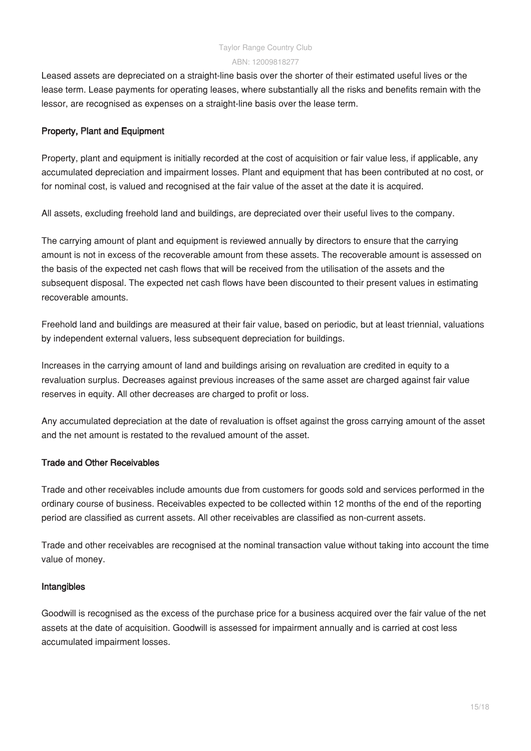Leased assets are depreciated on a straight-line basis over the shorter of their estimated useful lives or the lease term. Lease payments for operating leases, where substantially all the risks and benefits remain with the lessor, are recognised as expenses on a straight-line basis over the lease term.

### Property, Plant and Equipment

Property, plant and equipment is initially recorded at the cost of acquisition or fair value less, if applicable, any accumulated depreciation and impairment losses. Plant and equipment that has been contributed at no cost, or for nominal cost, is valued and recognised at the fair value of the asset at the date it is acquired.

All assets, excluding freehold land and buildings, are depreciated over their useful lives to the company.

The carrying amount of plant and equipment is reviewed annually by directors to ensure that the carrying amount is not in excess of the recoverable amount from these assets. The recoverable amount is assessed on the basis of the expected net cash flows that will be received from the utilisation of the assets and the subsequent disposal. The expected net cash flows have been discounted to their present values in estimating recoverable amounts.

Freehold land and buildings are measured at their fair value, based on periodic, but at least triennial, valuations by independent external valuers, less subsequent depreciation for buildings.

Increases in the carrying amount of land and buildings arising on revaluation are credited in equity to a revaluation surplus. Decreases against previous increases of the same asset are charged against fair value reserves in equity. All other decreases are charged to profit or loss.

Any accumulated depreciation at the date of revaluation is offset against the gross carrying amount of the asset and the net amount is restated to the revalued amount of the asset.

### Trade and Other Receivables

Trade and other receivables include amounts due from customers for goods sold and services performed in the ordinary course of business. Receivables expected to be collected within 12 months of the end of the reporting period are classified as current assets. All other receivables are classified as non-current assets.

Trade and other receivables are recognised at the nominal transaction value without taking into account the time value of money.

### Intangibles

Goodwill is recognised as the excess of the purchase price for a business acquired over the fair value of the net assets at the date of acquisition. Goodwill is assessed for impairment annually and is carried at cost less accumulated impairment losses.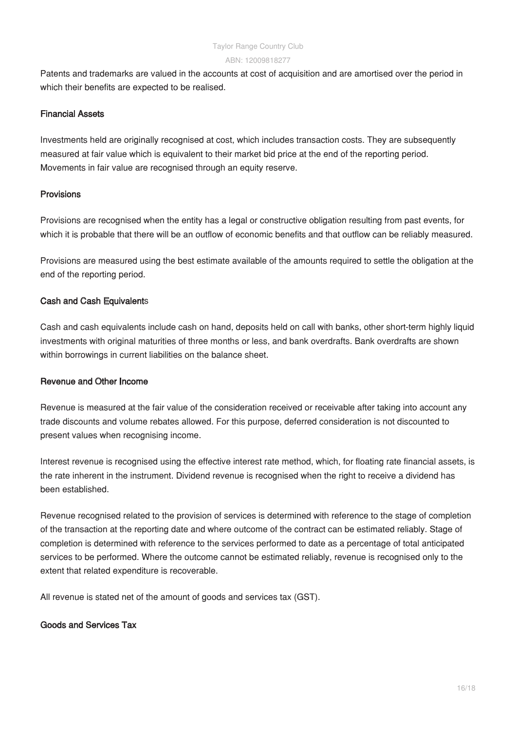Patents and trademarks are valued in the accounts at cost of acquisition and are amortised over the period in which their benefits are expected to be realised.

### Financial Assets

Investments held are originally recognised at cost, which includes transaction costs. They are subsequently measured at fair value which is equivalent to their market bid price at the end of the reporting period. Movements in fair value are recognised through an equity reserve.

### Provisions

Provisions are recognised when the entity has a legal or constructive obligation resulting from past events, for which it is probable that there will be an outflow of economic benefits and that outflow can be reliably measured.

Provisions are measured using the best estimate available of the amounts required to settle the obligation at the end of the reporting period.

### Cash and Cash Equivalents

Cash and cash equivalents include cash on hand, deposits held on call with banks, other short-term highly liquid investments with original maturities of three months or less, and bank overdrafts. Bank overdrafts are shown within borrowings in current liabilities on the balance sheet.

### Revenue and Other Income

Revenue is measured at the fair value of the consideration received or receivable after taking into account any trade discounts and volume rebates allowed. For this purpose, deferred consideration is not discounted to present values when recognising income.

Interest revenue is recognised using the effective interest rate method, which, for floating rate financial assets, is the rate inherent in the instrument. Dividend revenue is recognised when the right to receive a dividend has been established.

Revenue recognised related to the provision of services is determined with reference to the stage of completion of the transaction at the reporting date and where outcome of the contract can be estimated reliably. Stage of completion is determined with reference to the services performed to date as a percentage of total anticipated services to be performed. Where the outcome cannot be estimated reliably, revenue is recognised only to the extent that related expenditure is recoverable.

All revenue is stated net of the amount of goods and services tax (GST).

### Goods and Services Tax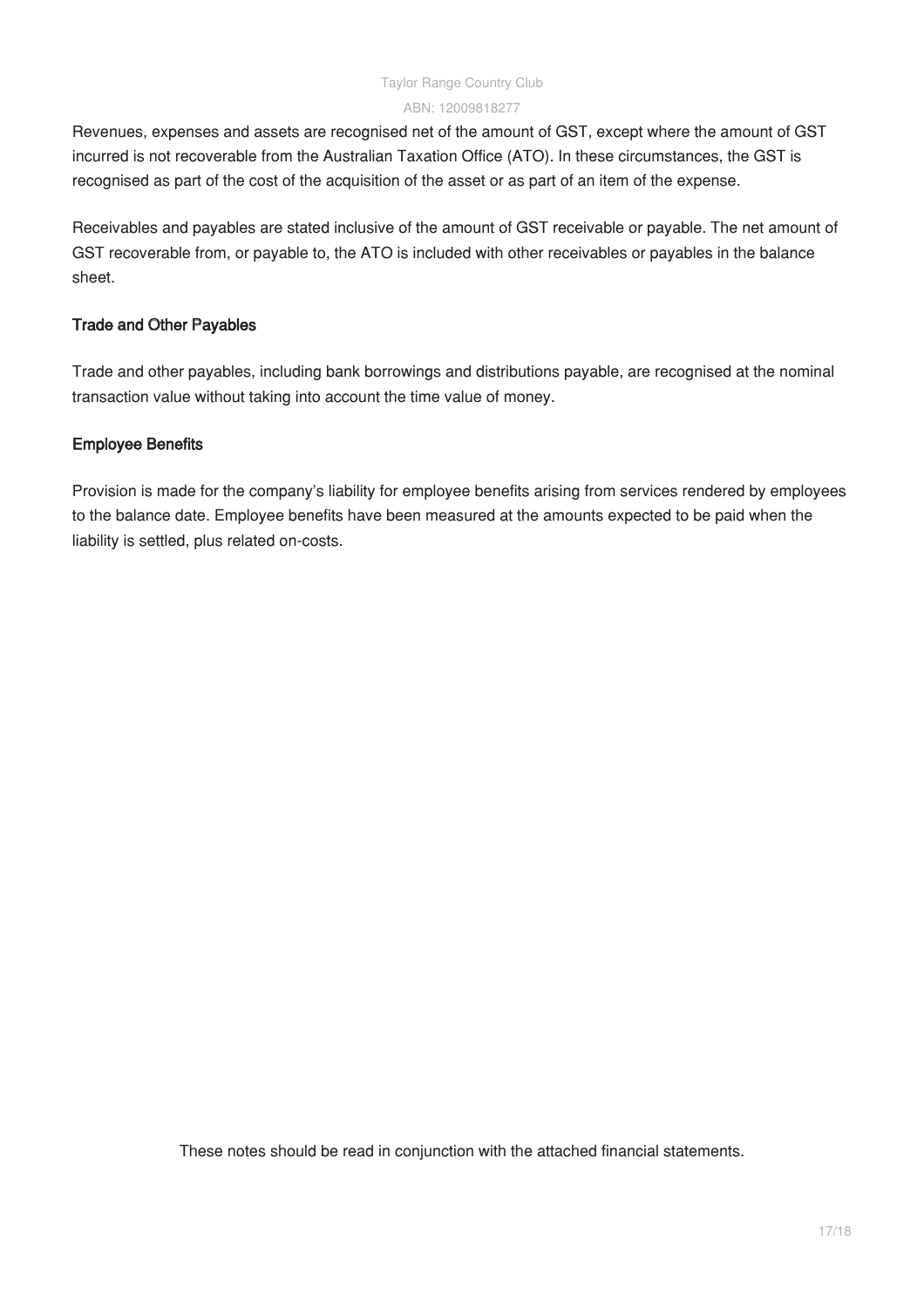Revenues, expenses and assets are recognised net of the amount of GST, except where the amount of GST incurred is not recoverable from the Australian Taxation Office (ATO). In these circumstances, the GST is recognised as part of the cost of the acquisition of the asset or as part of an item of the expense.

Receivables and payables are stated inclusive of the amount of GST receivable or payable. The net amount of GST recoverable from, or payable to, the ATO is included with other receivables or payables in the balance sheet.

### Trade and Other Payables

Trade and other payables, including bank borrowings and distributions payable, are recognised at the nominal transaction value without taking into account the time value of money.

### Employee Benefits

Provision is made for the company's liability for employee benefits arising from services rendered by employees to the balance date. Employee benefits have been measured at the amounts expected to be paid when the liability is settled, plus related on-costs.

These notes should be read in conjunction with the attached financial statements.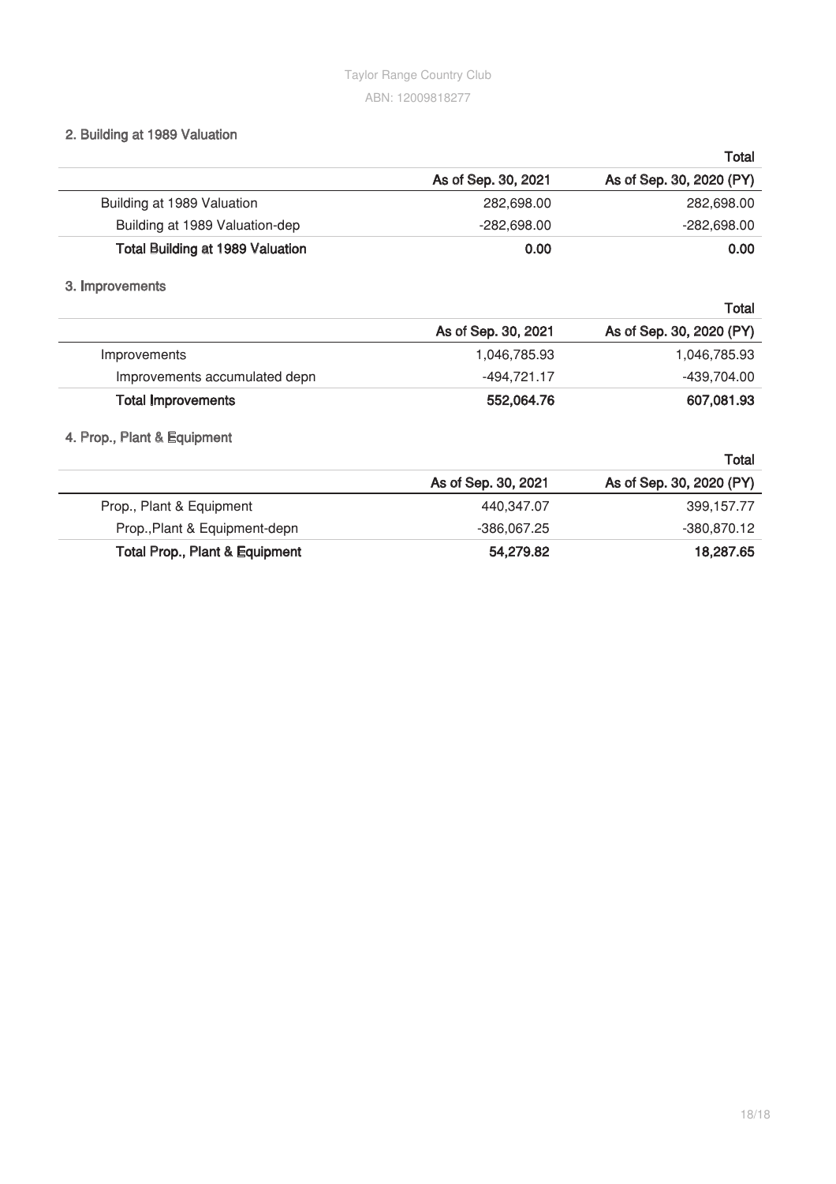## 2. Building at 1989 Valuation

| | Total | |
|---|---|---|
| | As of Sep. 30, 2021 | As of Sep. 30, 2020 (PY) |
| Building at 1989 Valuation | 282,698.00 | 282,698.00 |
| Building at 1989 Valuation-dep | -282,698.00 | -282,698.00 |
| **Total Building at 1989 Valuation** | **0.00** | **0.00** |

## 3. Improvements

| | Total | |
|---|---|---|
| | As of Sep. 30, 2021 | As of Sep. 30, 2020 (PY) |
| Improvements | 1,046,785.93 | 1,046,785.93 |
| Improvements accumulated depn | -494,721.17 | -439,704.00 |
| **Total Improvements** | **552,064.76** | **607,081.93** |

## 4. Prop., Plant & Equipment

| | Total | |
|---|---|---|
| | As of Sep. 30, 2021 | As of Sep. 30, 2020 (PY) |
| Prop., Plant & Equipment | 440,347.07 | 399,157.77 |
| Prop.,Plant & Equipment-depn | -386,067.25 | -380,870.12 |
| **Total Prop., Plant & Equipment** | **54,279.82** | **18,287.65** |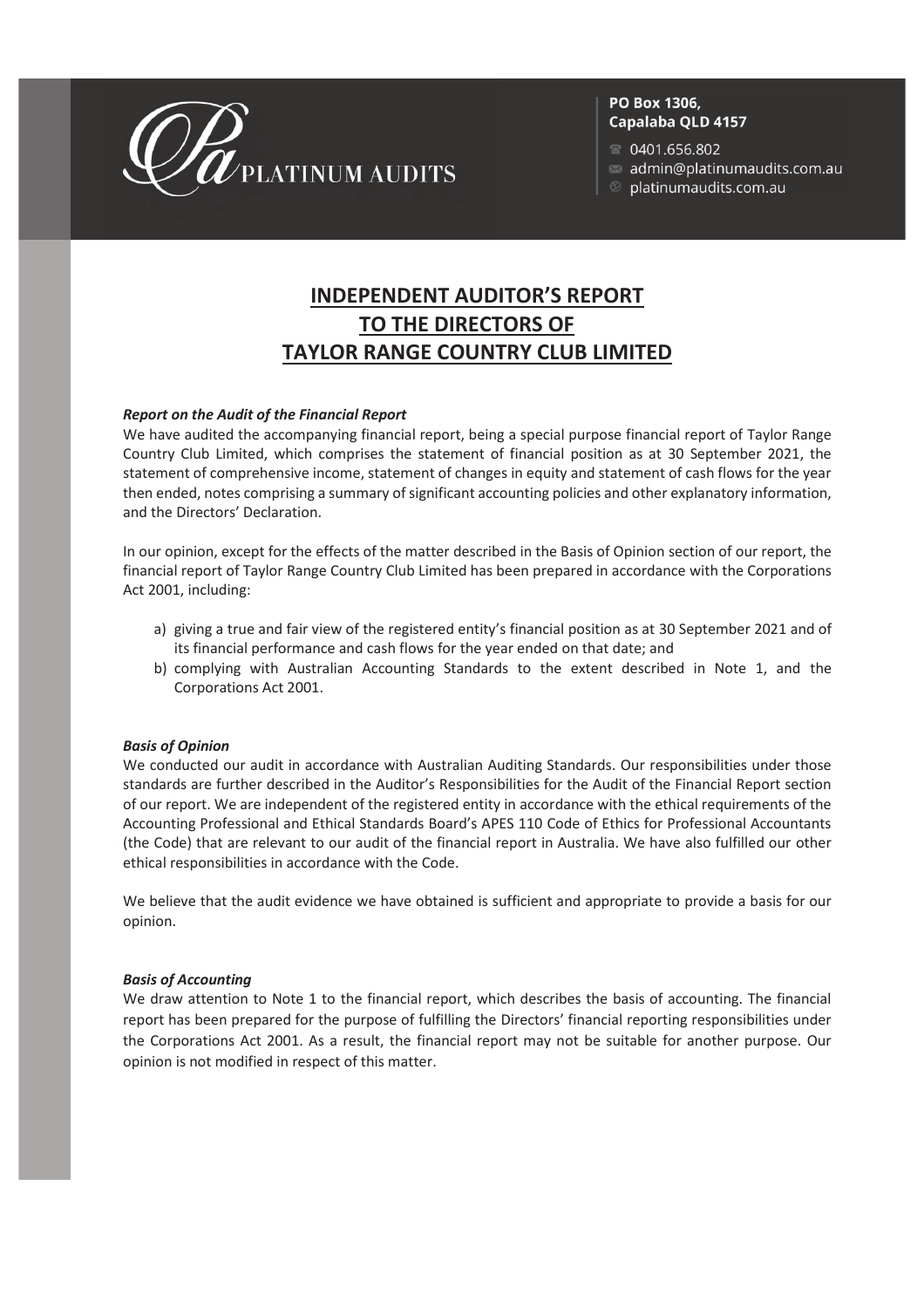PLATINUM AUDITS

**PO Box 1306, Capalaba QLD 4157**

0401.656.802
admin@platinumaudits.com.au
platinumaudits.com.au

# INDEPENDENT AUDITOR'S REPORT TO THE DIRECTORS OF TAYLOR RANGE COUNTRY CLUB LIMITED

***Report on the Audit of the Financial Report***

We have audited the accompanying financial report, being a special purpose financial report of Taylor Range Country Club Limited, which comprises the statement of financial position as at 30 September 2021, the statement of comprehensive income, statement of changes in equity and statement of cash flows for the year then ended, notes comprising a summary of significant accounting policies and other explanatory information, and the Directors' Declaration.

In our opinion, except for the effects of the matter described in the Basis of Opinion section of our report, the financial report of Taylor Range Country Club Limited has been prepared in accordance with the Corporations Act 2001, including:

a) giving a true and fair view of the registered entity's financial position as at 30 September 2021 and of its financial performance and cash flows for the year ended on that date; and
b) complying with Australian Accounting Standards to the extent described in Note 1, and the Corporations Act 2001.

***Basis of Opinion***

We conducted our audit in accordance with Australian Auditing Standards. Our responsibilities under those standards are further described in the Auditor's Responsibilities for the Audit of the Financial Report section of our report. We are independent of the registered entity in accordance with the ethical requirements of the Accounting Professional and Ethical Standards Board's APES 110 Code of Ethics for Professional Accountants (the Code) that are relevant to our audit of the financial report in Australia. We have also fulfilled our other ethical responsibilities in accordance with the Code.

We believe that the audit evidence we have obtained is sufficient and appropriate to provide a basis for our opinion.

***Basis of Accounting***

We draw attention to Note 1 to the financial report, which describes the basis of accounting. The financial report has been prepared for the purpose of fulfilling the Directors' financial reporting responsibilities under the Corporations Act 2001. As a result, the financial report may not be suitable for another purpose. Our opinion is not modified in respect of this matter.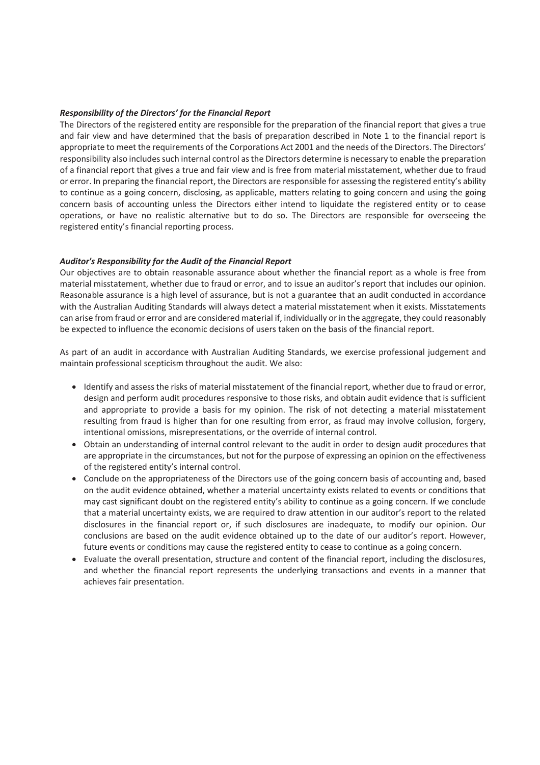***Responsibility of the Directors' for the Financial Report***

The Directors of the registered entity are responsible for the preparation of the financial report that gives a true and fair view and have determined that the basis of preparation described in Note 1 to the financial report is appropriate to meet the requirements of the Corporations Act 2001 and the needs of the Directors. The Directors' responsibility also includes such internal control as the Directors determine is necessary to enable the preparation of a financial report that gives a true and fair view and is free from material misstatement, whether due to fraud or error. In preparing the financial report, the Directors are responsible for assessing the registered entity's ability to continue as a going concern, disclosing, as applicable, matters relating to going concern and using the going concern basis of accounting unless the Directors either intend to liquidate the registered entity or to cease operations, or have no realistic alternative but to do so. The Directors are responsible for overseeing the registered entity's financial reporting process.

***Auditor's Responsibility for the Audit of the Financial Report***

Our objectives are to obtain reasonable assurance about whether the financial report as a whole is free from material misstatement, whether due to fraud or error, and to issue an auditor's report that includes our opinion. Reasonable assurance is a high level of assurance, but is not a guarantee that an audit conducted in accordance with the Australian Auditing Standards will always detect a material misstatement when it exists. Misstatements can arise from fraud or error and are considered material if, individually or in the aggregate, they could reasonably be expected to influence the economic decisions of users taken on the basis of the financial report.

As part of an audit in accordance with Australian Auditing Standards, we exercise professional judgement and maintain professional scepticism throughout the audit. We also:

- Identify and assess the risks of material misstatement of the financial report, whether due to fraud or error, design and perform audit procedures responsive to those risks, and obtain audit evidence that is sufficient and appropriate to provide a basis for my opinion. The risk of not detecting a material misstatement resulting from fraud is higher than for one resulting from error, as fraud may involve collusion, forgery, intentional omissions, misrepresentations, or the override of internal control.
- Obtain an understanding of internal control relevant to the audit in order to design audit procedures that are appropriate in the circumstances, but not for the purpose of expressing an opinion on the effectiveness of the registered entity's internal control.
- Conclude on the appropriateness of the Directors use of the going concern basis of accounting and, based on the audit evidence obtained, whether a material uncertainty exists related to events or conditions that may cast significant doubt on the registered entity's ability to continue as a going concern. If we conclude that a material uncertainty exists, we are required to draw attention in our auditor's report to the related disclosures in the financial report or, if such disclosures are inadequate, to modify our opinion. Our conclusions are based on the audit evidence obtained up to the date of our auditor's report. However, future events or conditions may cause the registered entity to cease to continue as a going concern.
- Evaluate the overall presentation, structure and content of the financial report, including the disclosures, and whether the financial report represents the underlying transactions and events in a manner that achieves fair presentation.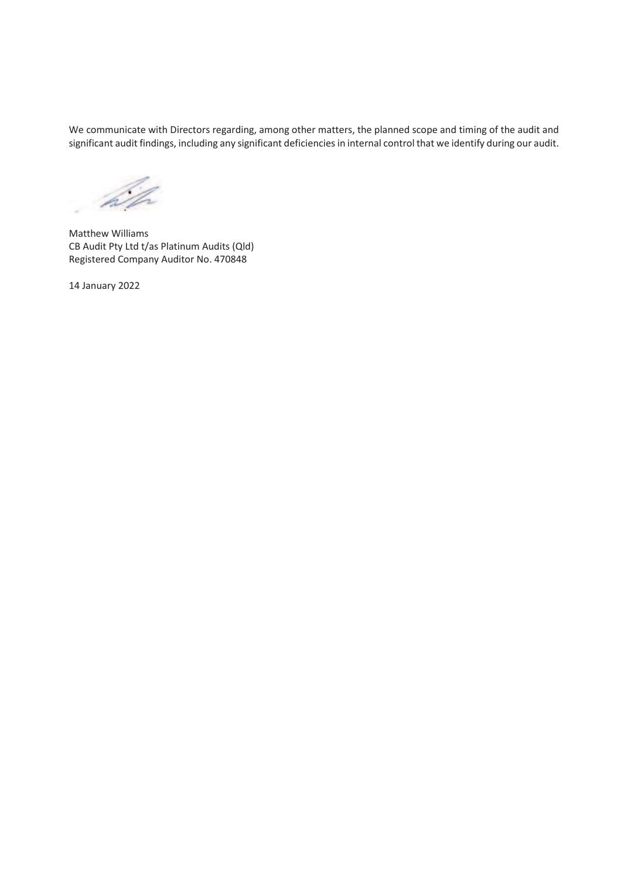We communicate with Directors regarding, among other matters, the planned scope and timing of the audit and significant audit findings, including any significant deficiencies in internal control that we identify during our audit.

Matthew Williams
CB Audit Pty Ltd t/as Platinum Audits (Qld)
Registered Company Auditor No. 470848

14 January 2022